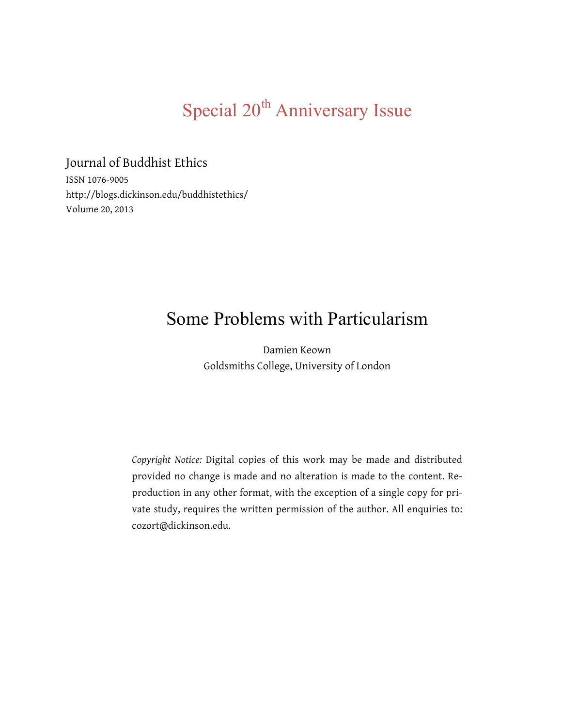Special 20th Anniversary Issue

Journal of Buddhist Ethics
ISSN 1076-9005
http://blogs.dickinson.edu/buddhistethics/
Volume 20, 2013

# Some Problems with Particularism

Damien Keown
Goldsmiths College, University of London

*Copyright Notice:* Digital copies of this work may be made and distributed provided no change is made and no alteration is made to the content. Reproduction in any other format, with the exception of a single copy for private study, requires the written permission of the author. All enquiries to: cozort@dickinson.edu.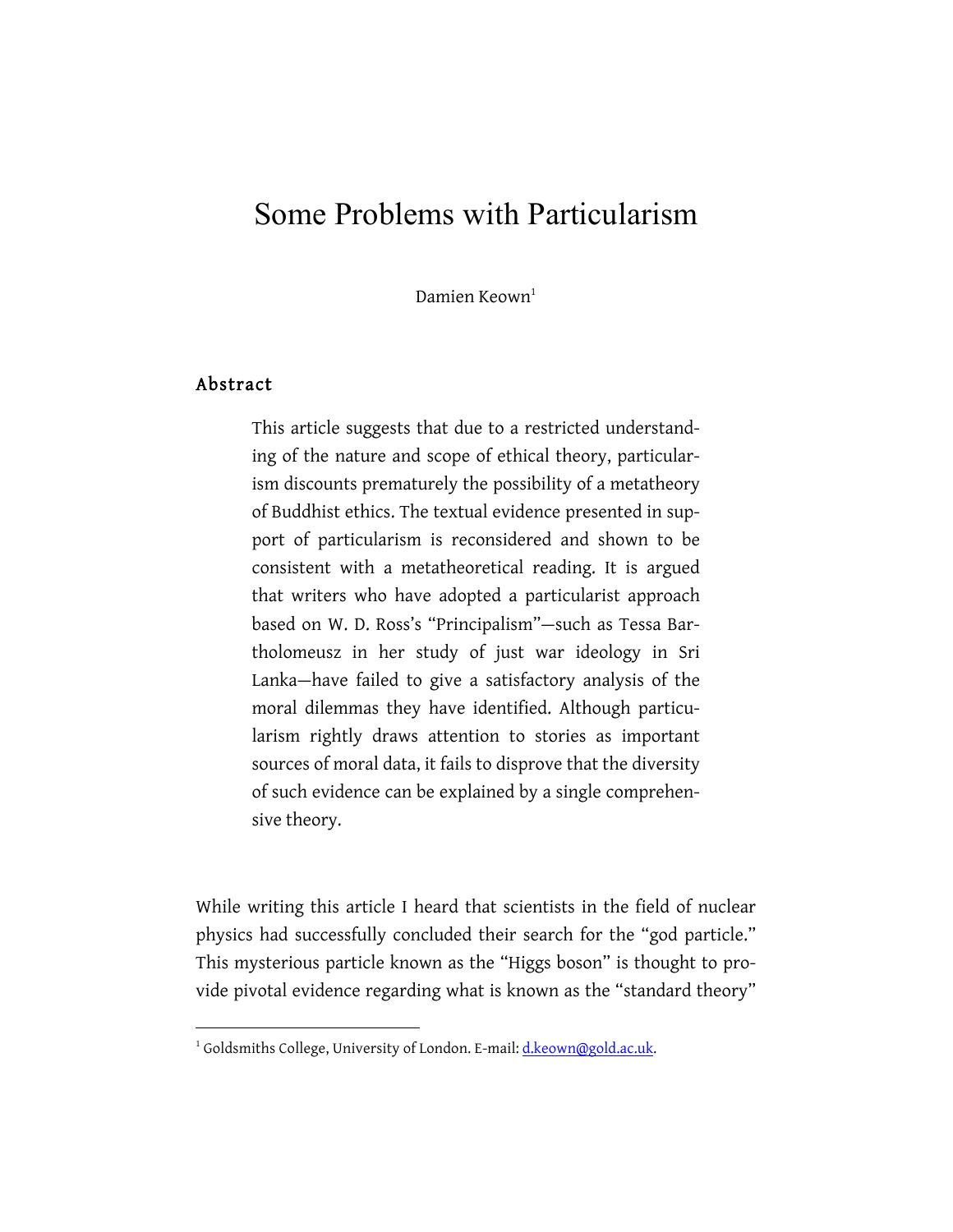# Some Problems with Particularism

Damien Keown[1]

## Abstract

This article suggests that due to a restricted understanding of the nature and scope of ethical theory, particularism discounts prematurely the possibility of a metatheory of Buddhist ethics. The textual evidence presented in support of particularism is reconsidered and shown to be consistent with a metatheoretical reading. It is argued that writers who have adopted a particularist approach based on W. D. Ross's "Principalism"—such as Tessa Bartholomeusz in her study of just war ideology in Sri Lanka—have failed to give a satisfactory analysis of the moral dilemmas they have identified. Although particularism rightly draws attention to stories as important sources of moral data, it fails to disprove that the diversity of such evidence can be explained by a single comprehensive theory.

While writing this article I heard that scientists in the field of nuclear physics had successfully concluded their search for the "god particle." This mysterious particle known as the "Higgs boson" is thought to provide pivotal evidence regarding what is known as the "standard theory"

---

[1] Goldsmiths College, University of London. E-mail: d.keown@gold.ac.uk.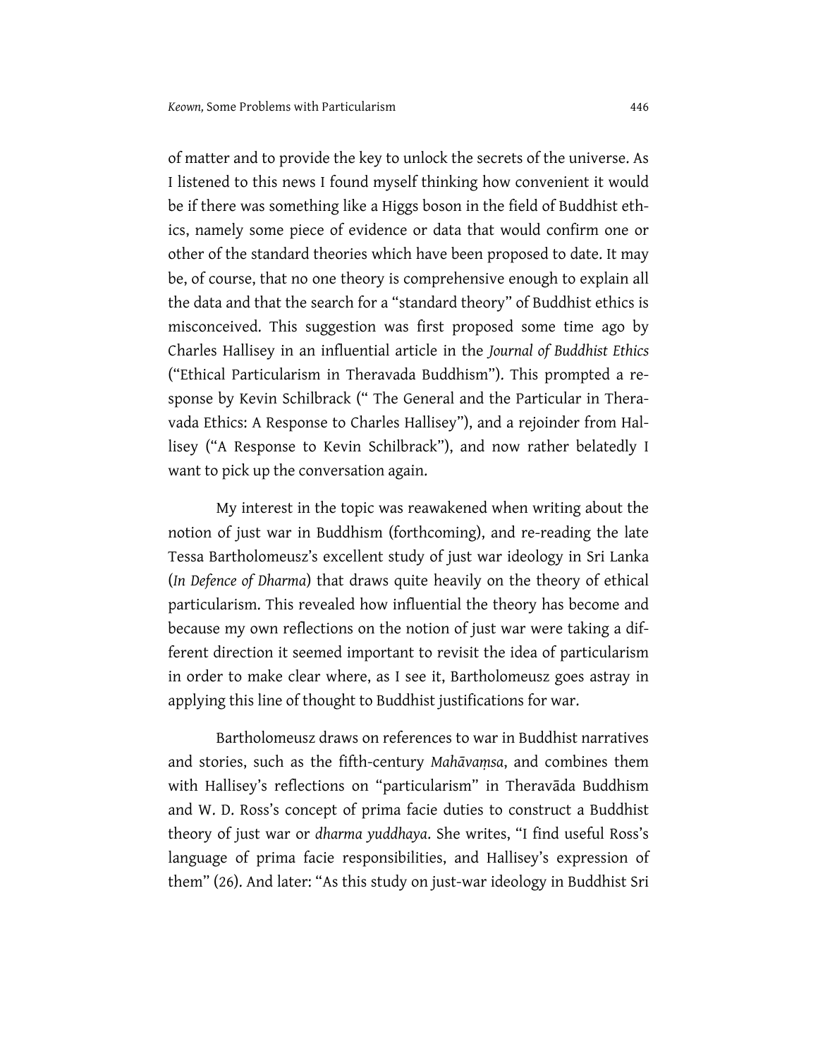of matter and to provide the key to unlock the secrets of the universe. As I listened to this news I found myself thinking how convenient it would be if there was something like a Higgs boson in the field of Buddhist ethics, namely some piece of evidence or data that would confirm one or other of the standard theories which have been proposed to date. It may be, of course, that no one theory is comprehensive enough to explain all the data and that the search for a "standard theory" of Buddhist ethics is misconceived. This suggestion was first proposed some time ago by Charles Hallisey in an influential article in the *Journal of Buddhist Ethics* ("Ethical Particularism in Theravada Buddhism"). This prompted a response by Kevin Schilbrack (" The General and the Particular in Theravada Ethics: A Response to Charles Hallisey"), and a rejoinder from Hallisey ("A Response to Kevin Schilbrack"), and now rather belatedly I want to pick up the conversation again.

My interest in the topic was reawakened when writing about the notion of just war in Buddhism (forthcoming), and re-reading the late Tessa Bartholomeusz's excellent study of just war ideology in Sri Lanka (*In Defence of Dharma*) that draws quite heavily on the theory of ethical particularism. This revealed how influential the theory has become and because my own reflections on the notion of just war were taking a different direction it seemed important to revisit the idea of particularism in order to make clear where, as I see it, Bartholomeusz goes astray in applying this line of thought to Buddhist justifications for war.

Bartholomeusz draws on references to war in Buddhist narratives and stories, such as the fifth-century *Mahāvaṃsa*, and combines them with Hallisey's reflections on "particularism" in Theravāda Buddhism and W. D. Ross's concept of prima facie duties to construct a Buddhist theory of just war or *dharma yuddhaya*. She writes, "I find useful Ross's language of prima facie responsibilities, and Hallisey's expression of them" (26). And later: "As this study on just-war ideology in Buddhist Sri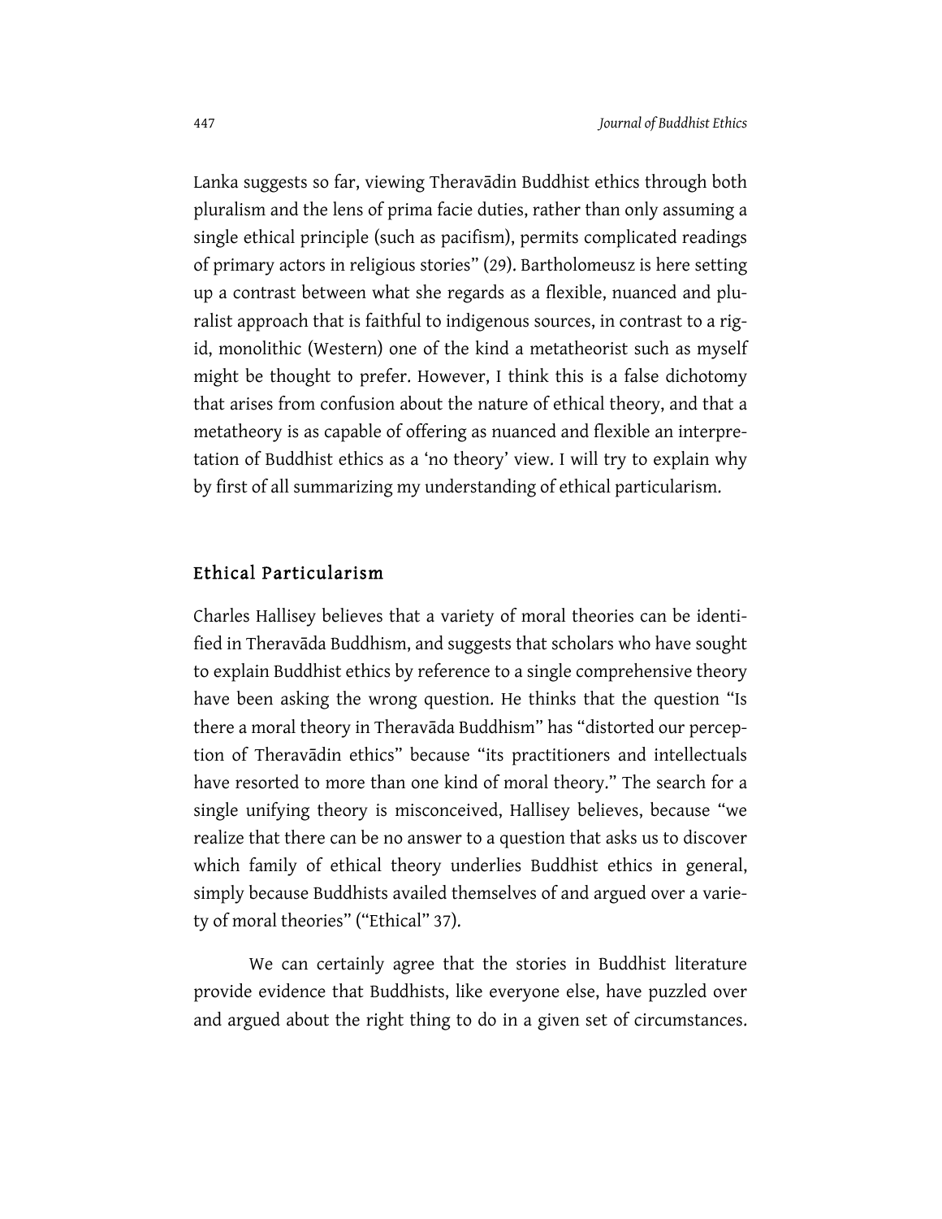Lanka suggests so far, viewing Theravādin Buddhist ethics through both pluralism and the lens of prima facie duties, rather than only assuming a single ethical principle (such as pacifism), permits complicated readings of primary actors in religious stories" (29). Bartholomeusz is here setting up a contrast between what she regards as a flexible, nuanced and pluralist approach that is faithful to indigenous sources, in contrast to a rigid, monolithic (Western) one of the kind a metatheorist such as myself might be thought to prefer. However, I think this is a false dichotomy that arises from confusion about the nature of ethical theory, and that a metatheory is as capable of offering as nuanced and flexible an interpretation of Buddhist ethics as a 'no theory' view. I will try to explain why by first of all summarizing my understanding of ethical particularism.

## Ethical Particularism

Charles Hallisey believes that a variety of moral theories can be identified in Theravāda Buddhism, and suggests that scholars who have sought to explain Buddhist ethics by reference to a single comprehensive theory have been asking the wrong question. He thinks that the question "Is there a moral theory in Theravāda Buddhism" has "distorted our perception of Theravādin ethics" because "its practitioners and intellectuals have resorted to more than one kind of moral theory." The search for a single unifying theory is misconceived, Hallisey believes, because "we realize that there can be no answer to a question that asks us to discover which family of ethical theory underlies Buddhist ethics in general, simply because Buddhists availed themselves of and argued over a variety of moral theories" ("Ethical" 37).

We can certainly agree that the stories in Buddhist literature provide evidence that Buddhists, like everyone else, have puzzled over and argued about the right thing to do in a given set of circumstances.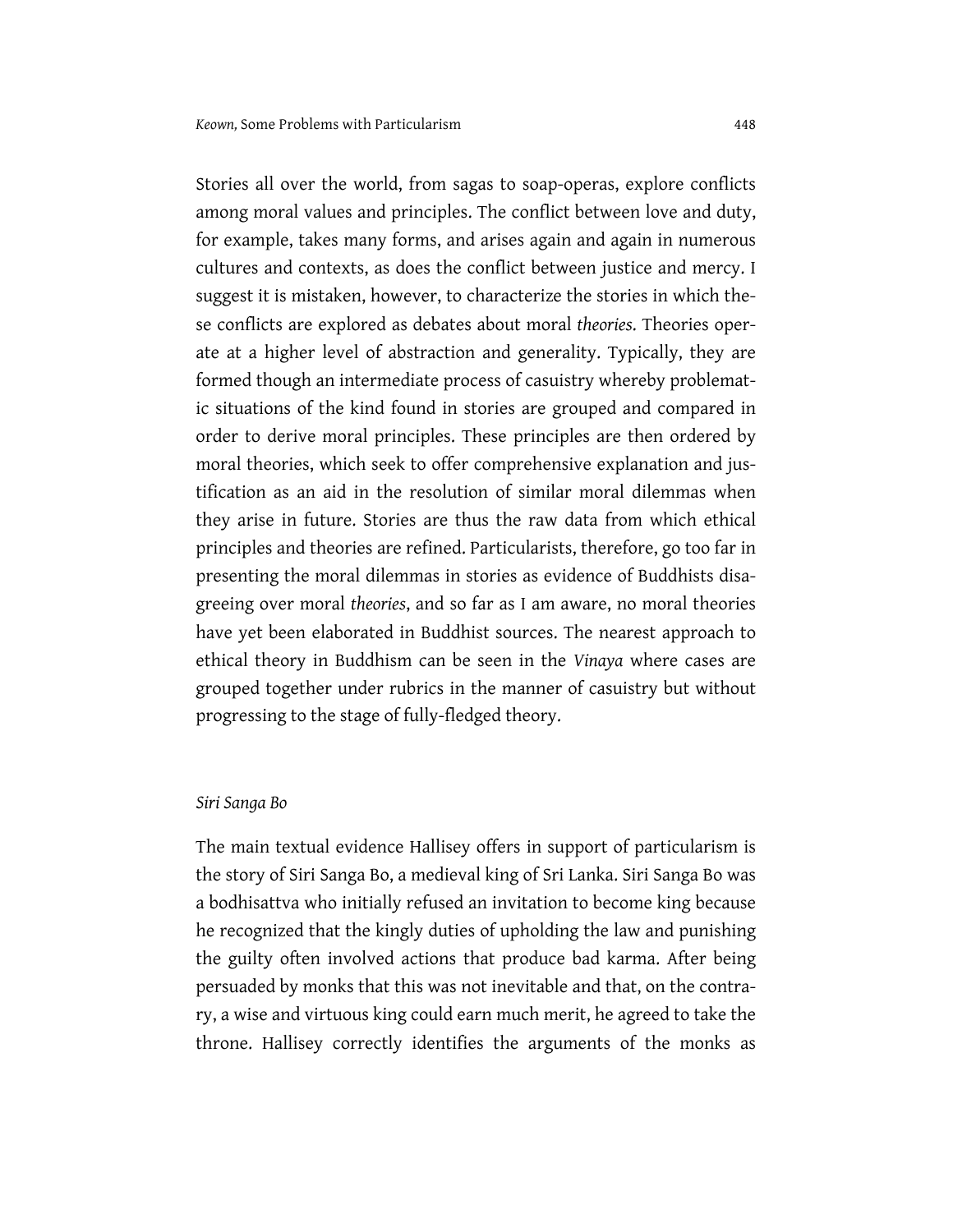Stories all over the world, from sagas to soap-operas, explore conflicts among moral values and principles. The conflict between love and duty, for example, takes many forms, and arises again and again in numerous cultures and contexts, as does the conflict between justice and mercy. I suggest it is mistaken, however, to characterize the stories in which these conflicts are explored as debates about moral *theories*. Theories operate at a higher level of abstraction and generality. Typically, they are formed though an intermediate process of casuistry whereby problematic situations of the kind found in stories are grouped and compared in order to derive moral principles. These principles are then ordered by moral theories, which seek to offer comprehensive explanation and justification as an aid in the resolution of similar moral dilemmas when they arise in future. Stories are thus the raw data from which ethical principles and theories are refined. Particularists, therefore, go too far in presenting the moral dilemmas in stories as evidence of Buddhists disagreeing over moral *theories*, and so far as I am aware, no moral theories have yet been elaborated in Buddhist sources. The nearest approach to ethical theory in Buddhism can be seen in the *Vinaya* where cases are grouped together under rubrics in the manner of casuistry but without progressing to the stage of fully-fledged theory.

### *Siri Sanga Bo*

The main textual evidence Hallisey offers in support of particularism is the story of Siri Sanga Bo, a medieval king of Sri Lanka. Siri Sanga Bo was a bodhisattva who initially refused an invitation to become king because he recognized that the kingly duties of upholding the law and punishing the guilty often involved actions that produce bad karma. After being persuaded by monks that this was not inevitable and that, on the contrary, a wise and virtuous king could earn much merit, he agreed to take the throne. Hallisey correctly identifies the arguments of the monks as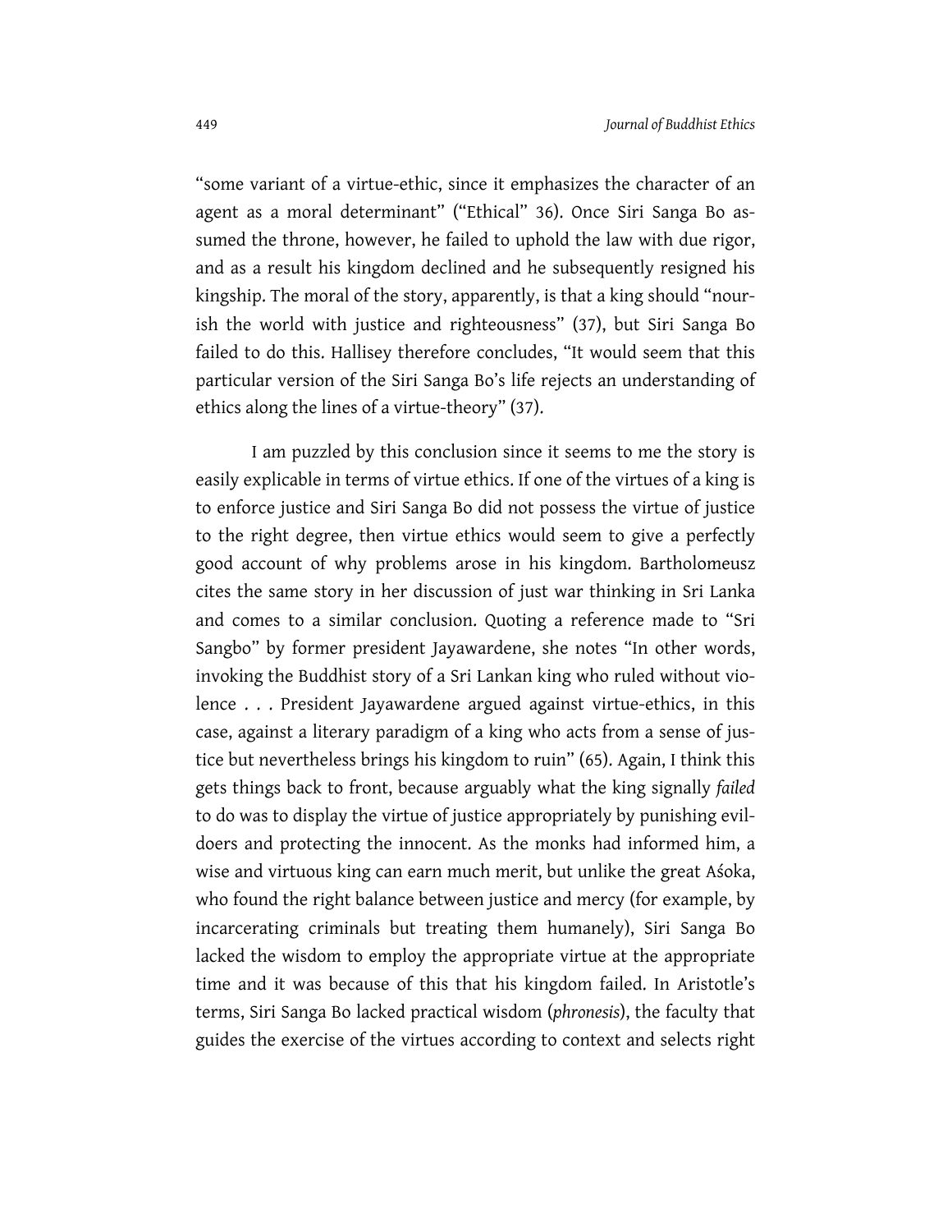"some variant of a virtue-ethic, since it emphasizes the character of an agent as a moral determinant" ("Ethical" 36). Once Siri Sanga Bo assumed the throne, however, he failed to uphold the law with due rigor, and as a result his kingdom declined and he subsequently resigned his kingship. The moral of the story, apparently, is that a king should "nourish the world with justice and righteousness" (37), but Siri Sanga Bo failed to do this. Hallisey therefore concludes, "It would seem that this particular version of the Siri Sanga Bo's life rejects an understanding of ethics along the lines of a virtue-theory" (37).

I am puzzled by this conclusion since it seems to me the story is easily explicable in terms of virtue ethics. If one of the virtues of a king is to enforce justice and Siri Sanga Bo did not possess the virtue of justice to the right degree, then virtue ethics would seem to give a perfectly good account of why problems arose in his kingdom. Bartholomeusz cites the same story in her discussion of just war thinking in Sri Lanka and comes to a similar conclusion. Quoting a reference made to "Sri Sangbo" by former president Jayawardene, she notes "In other words, invoking the Buddhist story of a Sri Lankan king who ruled without violence . . . President Jayawardene argued against virtue-ethics, in this case, against a literary paradigm of a king who acts from a sense of justice but nevertheless brings his kingdom to ruin" (65). Again, I think this gets things back to front, because arguably what the king signally *failed* to do was to display the virtue of justice appropriately by punishing evildoers and protecting the innocent. As the monks had informed him, a wise and virtuous king can earn much merit, but unlike the great Aśoka, who found the right balance between justice and mercy (for example, by incarcerating criminals but treating them humanely), Siri Sanga Bo lacked the wisdom to employ the appropriate virtue at the appropriate time and it was because of this that his kingdom failed. In Aristotle's terms, Siri Sanga Bo lacked practical wisdom (*phronesis*), the faculty that guides the exercise of the virtues according to context and selects right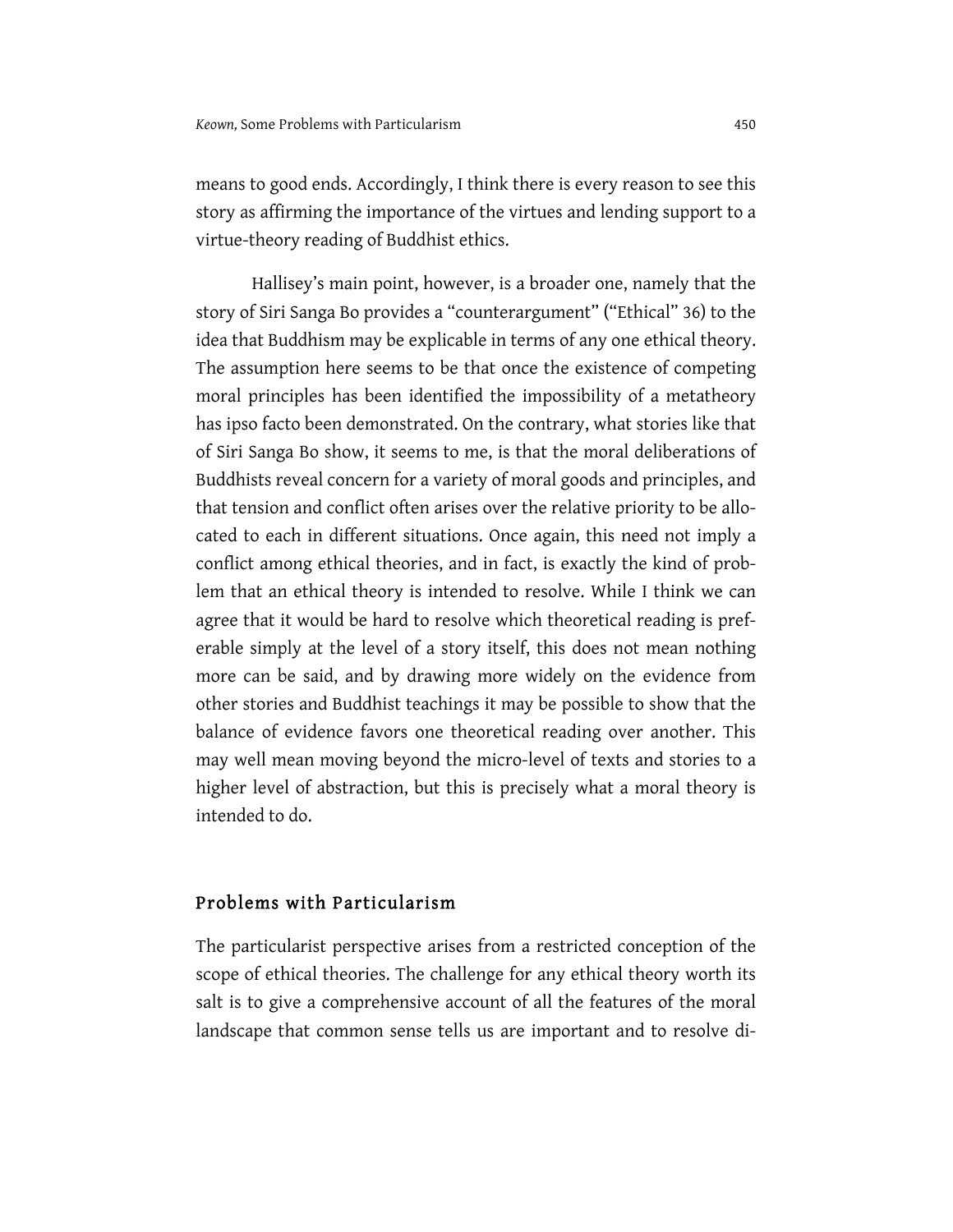means to good ends. Accordingly, I think there is every reason to see this story as affirming the importance of the virtues and lending support to a virtue-theory reading of Buddhist ethics.

Hallisey's main point, however, is a broader one, namely that the story of Siri Sanga Bo provides a "counterargument" ("Ethical" 36) to the idea that Buddhism may be explicable in terms of any one ethical theory. The assumption here seems to be that once the existence of competing moral principles has been identified the impossibility of a metatheory has ipso facto been demonstrated. On the contrary, what stories like that of Siri Sanga Bo show, it seems to me, is that the moral deliberations of Buddhists reveal concern for a variety of moral goods and principles, and that tension and conflict often arises over the relative priority to be allocated to each in different situations. Once again, this need not imply a conflict among ethical theories, and in fact, is exactly the kind of problem that an ethical theory is intended to resolve. While I think we can agree that it would be hard to resolve which theoretical reading is preferable simply at the level of a story itself, this does not mean nothing more can be said, and by drawing more widely on the evidence from other stories and Buddhist teachings it may be possible to show that the balance of evidence favors one theoretical reading over another. This may well mean moving beyond the micro-level of texts and stories to a higher level of abstraction, but this is precisely what a moral theory is intended to do.

## Problems with Particularism

The particularist perspective arises from a restricted conception of the scope of ethical theories. The challenge for any ethical theory worth its salt is to give a comprehensive account of all the features of the moral landscape that common sense tells us are important and to resolve di-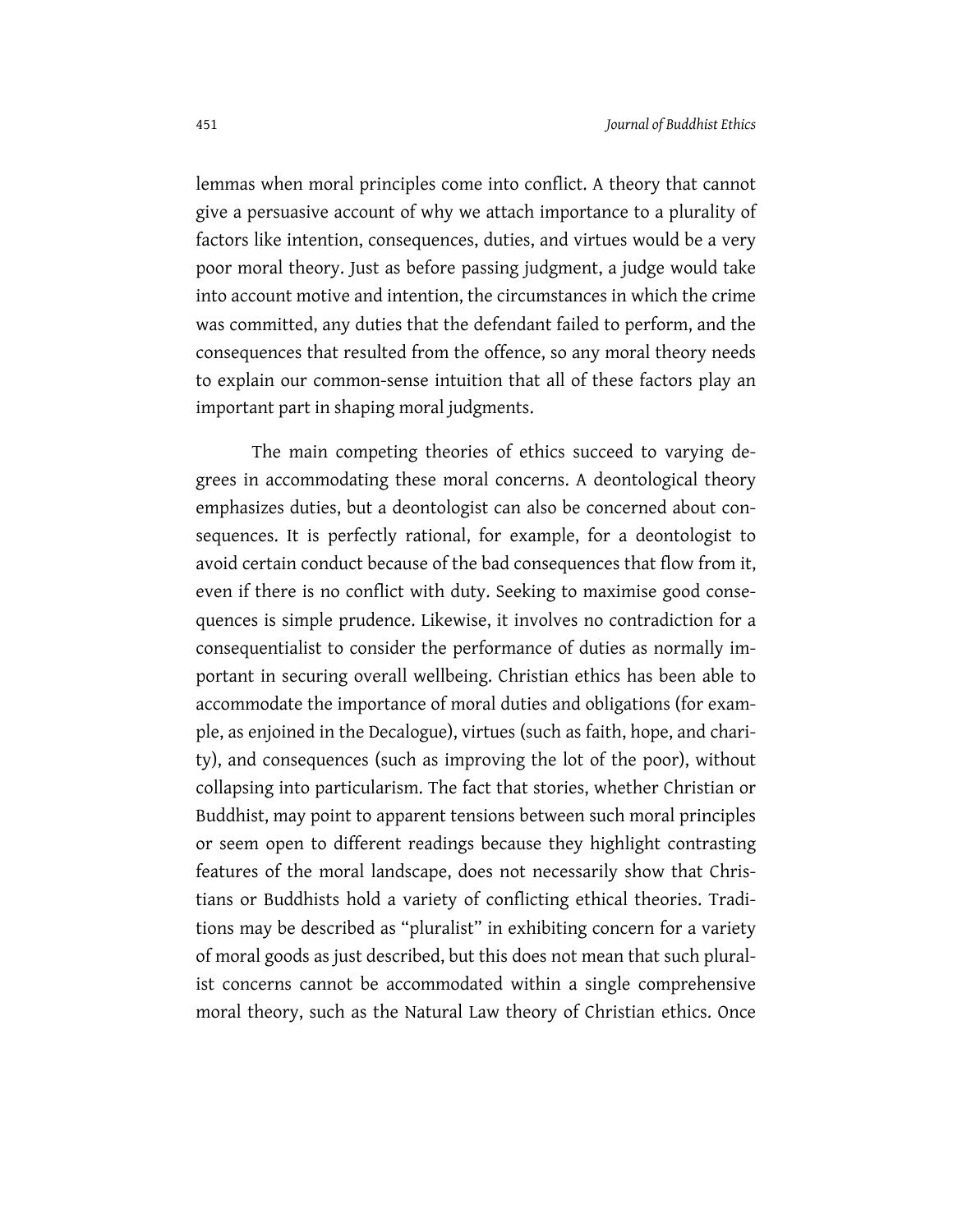lemmas when moral principles come into conflict. A theory that cannot give a persuasive account of why we attach importance to a plurality of factors like intention, consequences, duties, and virtues would be a very poor moral theory. Just as before passing judgment, a judge would take into account motive and intention, the circumstances in which the crime was committed, any duties that the defendant failed to perform, and the consequences that resulted from the offence, so any moral theory needs to explain our common-sense intuition that all of these factors play an important part in shaping moral judgments.

The main competing theories of ethics succeed to varying degrees in accommodating these moral concerns. A deontological theory emphasizes duties, but a deontologist can also be concerned about consequences. It is perfectly rational, for example, for a deontologist to avoid certain conduct because of the bad consequences that flow from it, even if there is no conflict with duty. Seeking to maximise good consequences is simple prudence. Likewise, it involves no contradiction for a consequentialist to consider the performance of duties as normally important in securing overall wellbeing. Christian ethics has been able to accommodate the importance of moral duties and obligations (for example, as enjoined in the Decalogue), virtues (such as faith, hope, and charity), and consequences (such as improving the lot of the poor), without collapsing into particularism. The fact that stories, whether Christian or Buddhist, may point to apparent tensions between such moral principles or seem open to different readings because they highlight contrasting features of the moral landscape, does not necessarily show that Christians or Buddhists hold a variety of conflicting ethical theories. Traditions may be described as "pluralist" in exhibiting concern for a variety of moral goods as just described, but this does not mean that such pluralist concerns cannot be accommodated within a single comprehensive moral theory, such as the Natural Law theory of Christian ethics. Once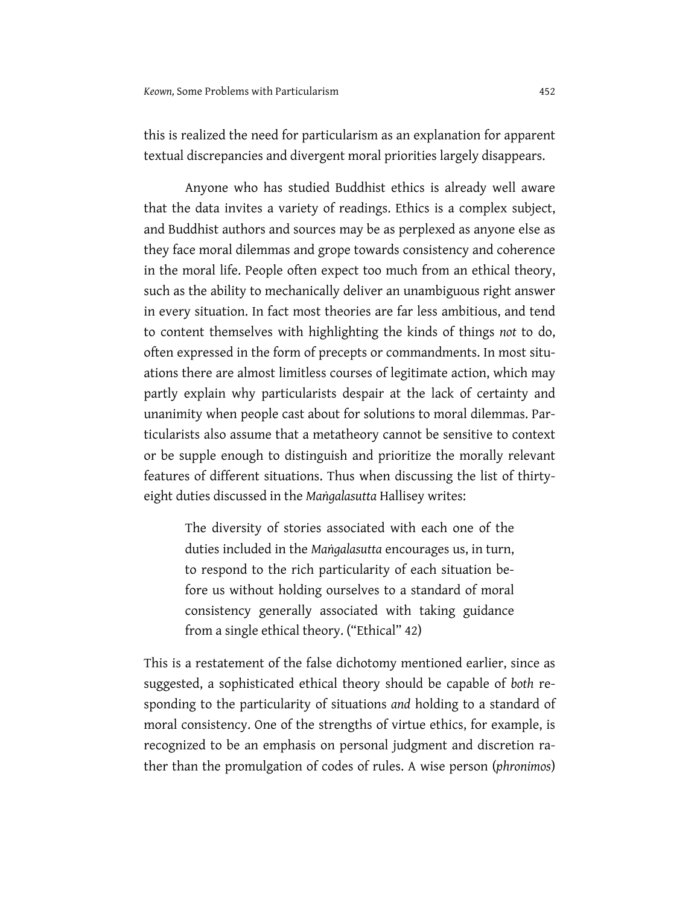this is realized the need for particularism as an explanation for apparent textual discrepancies and divergent moral priorities largely disappears.

Anyone who has studied Buddhist ethics is already well aware that the data invites a variety of readings. Ethics is a complex subject, and Buddhist authors and sources may be as perplexed as anyone else as they face moral dilemmas and grope towards consistency and coherence in the moral life. People often expect too much from an ethical theory, such as the ability to mechanically deliver an unambiguous right answer in every situation. In fact most theories are far less ambitious, and tend to content themselves with highlighting the kinds of things *not* to do, often expressed in the form of precepts or commandments. In most situations there are almost limitless courses of legitimate action, which may partly explain why particularists despair at the lack of certainty and unanimity when people cast about for solutions to moral dilemmas. Particularists also assume that a metatheory cannot be sensitive to context or be supple enough to distinguish and prioritize the morally relevant features of different situations. Thus when discussing the list of thirty-eight duties discussed in the *Maṅgalasutta* Hallisey writes:

> The diversity of stories associated with each one of the duties included in the *Maṅgalasutta* encourages us, in turn, to respond to the rich particularity of each situation before us without holding ourselves to a standard of moral consistency generally associated with taking guidance from a single ethical theory. ("Ethical" 42)

This is a restatement of the false dichotomy mentioned earlier, since as suggested, a sophisticated ethical theory should be capable of *both* responding to the particularity of situations *and* holding to a standard of moral consistency. One of the strengths of virtue ethics, for example, is recognized to be an emphasis on personal judgment and discretion rather than the promulgation of codes of rules. A wise person (*phronimos*)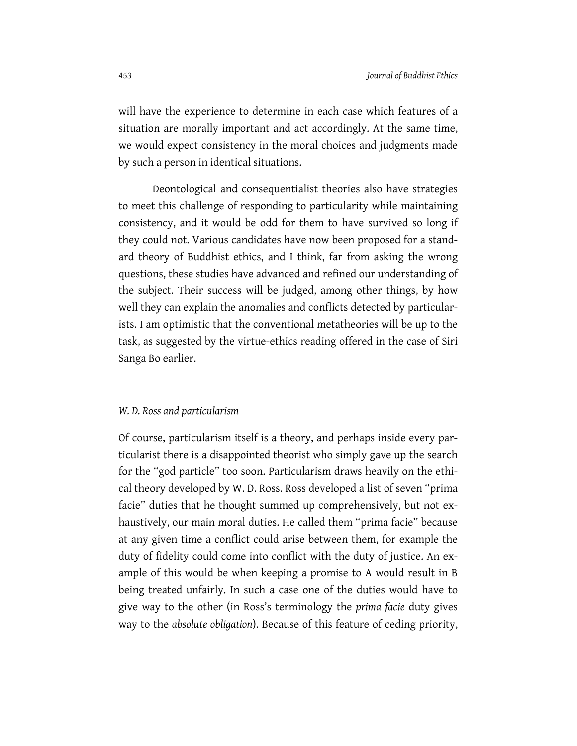will have the experience to determine in each case which features of a situation are morally important and act accordingly. At the same time, we would expect consistency in the moral choices and judgments made by such a person in identical situations.

Deontological and consequentialist theories also have strategies to meet this challenge of responding to particularity while maintaining consistency, and it would be odd for them to have survived so long if they could not. Various candidates have now been proposed for a standard theory of Buddhist ethics, and I think, far from asking the wrong questions, these studies have advanced and refined our understanding of the subject. Their success will be judged, among other things, by how well they can explain the anomalies and conflicts detected by particularists. I am optimistic that the conventional metatheories will be up to the task, as suggested by the virtue-ethics reading offered in the case of Siri Sanga Bo earlier.

### *W. D. Ross and particularism*

Of course, particularism itself is a theory, and perhaps inside every particularist there is a disappointed theorist who simply gave up the search for the "god particle" too soon. Particularism draws heavily on the ethical theory developed by W. D. Ross. Ross developed a list of seven "prima facie" duties that he thought summed up comprehensively, but not exhaustively, our main moral duties. He called them "prima facie" because at any given time a conflict could arise between them, for example the duty of fidelity could come into conflict with the duty of justice. An example of this would be when keeping a promise to A would result in B being treated unfairly. In such a case one of the duties would have to give way to the other (in Ross's terminology the *prima facie* duty gives way to the *absolute obligation*). Because of this feature of ceding priority,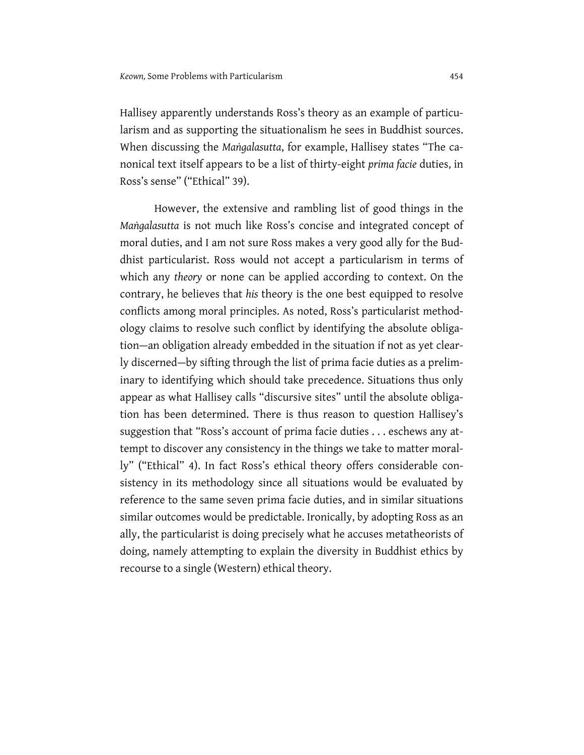Hallisey apparently understands Ross's theory as an example of particularism and as supporting the situationalism he sees in Buddhist sources. When discussing the *Maṅgalasutta*, for example, Hallisey states "The canonical text itself appears to be a list of thirty-eight *prima facie* duties, in Ross's sense" ("Ethical" 39).

However, the extensive and rambling list of good things in the *Maṅgalasutta* is not much like Ross's concise and integrated concept of moral duties, and I am not sure Ross makes a very good ally for the Buddhist particularist. Ross would not accept a particularism in terms of which any *theory* or none can be applied according to context. On the contrary, he believes that *his* theory is the one best equipped to resolve conflicts among moral principles. As noted, Ross's particularist methodology claims to resolve such conflict by identifying the absolute obligation—an obligation already embedded in the situation if not as yet clearly discerned—by sifting through the list of prima facie duties as a preliminary to identifying which should take precedence. Situations thus only appear as what Hallisey calls "discursive sites" until the absolute obligation has been determined. There is thus reason to question Hallisey's suggestion that "Ross's account of prima facie duties . . . eschews any attempt to discover any consistency in the things we take to matter morally" ("Ethical" 4). In fact Ross's ethical theory offers considerable consistency in its methodology since all situations would be evaluated by reference to the same seven prima facie duties, and in similar situations similar outcomes would be predictable. Ironically, by adopting Ross as an ally, the particularist is doing precisely what he accuses metatheorists of doing, namely attempting to explain the diversity in Buddhist ethics by recourse to a single (Western) ethical theory.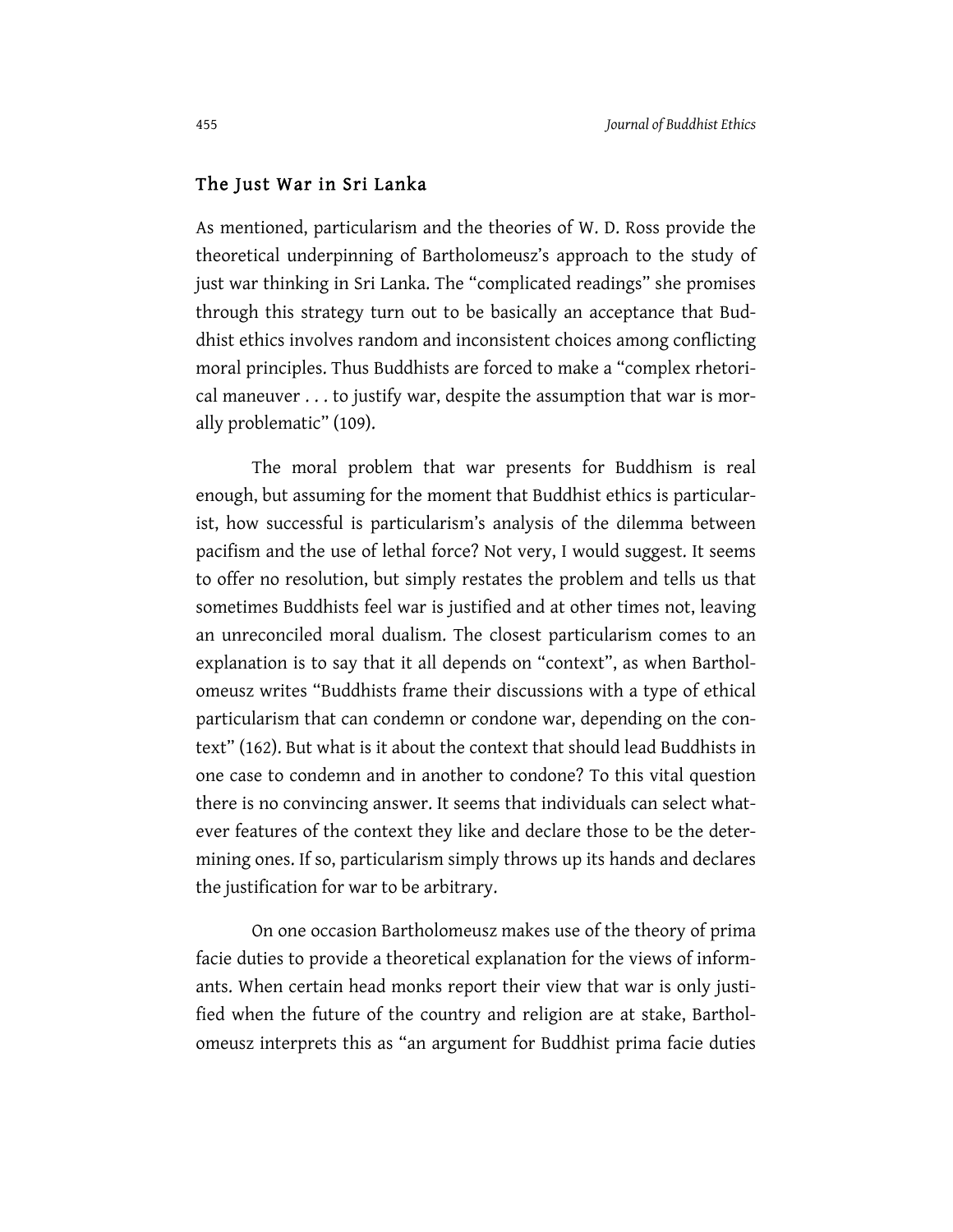## The Just War in Sri Lanka

As mentioned, particularism and the theories of W. D. Ross provide the theoretical underpinning of Bartholomeusz's approach to the study of just war thinking in Sri Lanka. The "complicated readings" she promises through this strategy turn out to be basically an acceptance that Buddhist ethics involves random and inconsistent choices among conflicting moral principles. Thus Buddhists are forced to make a "complex rhetorical maneuver . . . to justify war, despite the assumption that war is morally problematic" (109).

The moral problem that war presents for Buddhism is real enough, but assuming for the moment that Buddhist ethics is particularist, how successful is particularism's analysis of the dilemma between pacifism and the use of lethal force? Not very, I would suggest. It seems to offer no resolution, but simply restates the problem and tells us that sometimes Buddhists feel war is justified and at other times not, leaving an unreconciled moral dualism. The closest particularism comes to an explanation is to say that it all depends on "context", as when Bartholomeusz writes "Buddhists frame their discussions with a type of ethical particularism that can condemn or condone war, depending on the context" (162). But what is it about the context that should lead Buddhists in one case to condemn and in another to condone? To this vital question there is no convincing answer. It seems that individuals can select whatever features of the context they like and declare those to be the determining ones. If so, particularism simply throws up its hands and declares the justification for war to be arbitrary.

On one occasion Bartholomeusz makes use of the theory of prima facie duties to provide a theoretical explanation for the views of informants. When certain head monks report their view that war is only justified when the future of the country and religion are at stake, Bartholomeusz interprets this as "an argument for Buddhist prima facie duties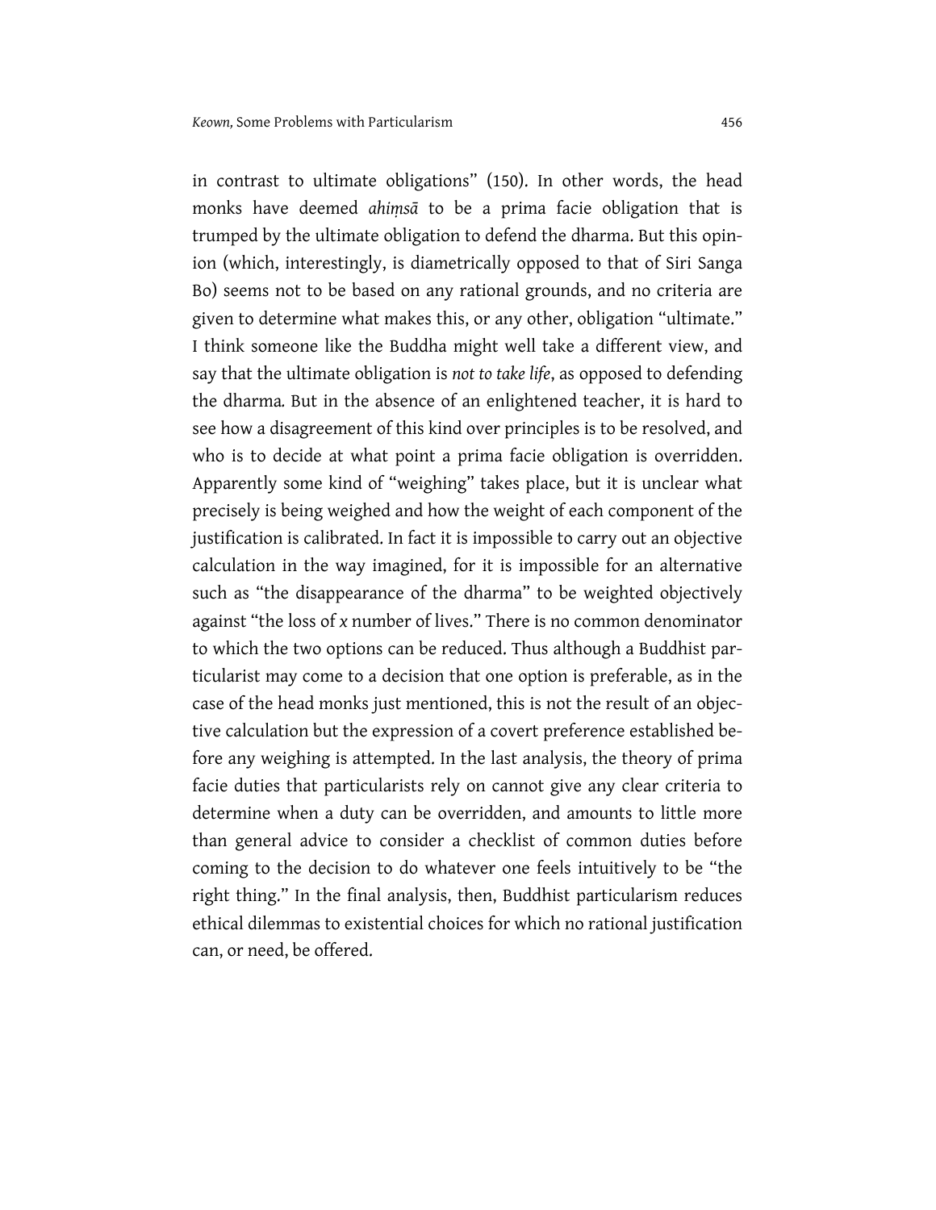in contrast to ultimate obligations" (150). In other words, the head monks have deemed *ahiṃsā* to be a prima facie obligation that is trumped by the ultimate obligation to defend the dharma. But this opinion (which, interestingly, is diametrically opposed to that of Siri Sanga Bo) seems not to be based on any rational grounds, and no criteria are given to determine what makes this, or any other, obligation "ultimate." I think someone like the Buddha might well take a different view, and say that the ultimate obligation is *not to take life*, as opposed to defending the dharma. But in the absence of an enlightened teacher, it is hard to see how a disagreement of this kind over principles is to be resolved, and who is to decide at what point a prima facie obligation is overridden. Apparently some kind of "weighing" takes place, but it is unclear what precisely is being weighed and how the weight of each component of the justification is calibrated. In fact it is impossible to carry out an objective calculation in the way imagined, for it is impossible for an alternative such as "the disappearance of the dharma" to be weighted objectively against "the loss of *x* number of lives." There is no common denominator to which the two options can be reduced. Thus although a Buddhist particularist may come to a decision that one option is preferable, as in the case of the head monks just mentioned, this is not the result of an objective calculation but the expression of a covert preference established before any weighing is attempted. In the last analysis, the theory of prima facie duties that particularists rely on cannot give any clear criteria to determine when a duty can be overridden, and amounts to little more than general advice to consider a checklist of common duties before coming to the decision to do whatever one feels intuitively to be "the right thing." In the final analysis, then, Buddhist particularism reduces ethical dilemmas to existential choices for which no rational justification can, or need, be offered.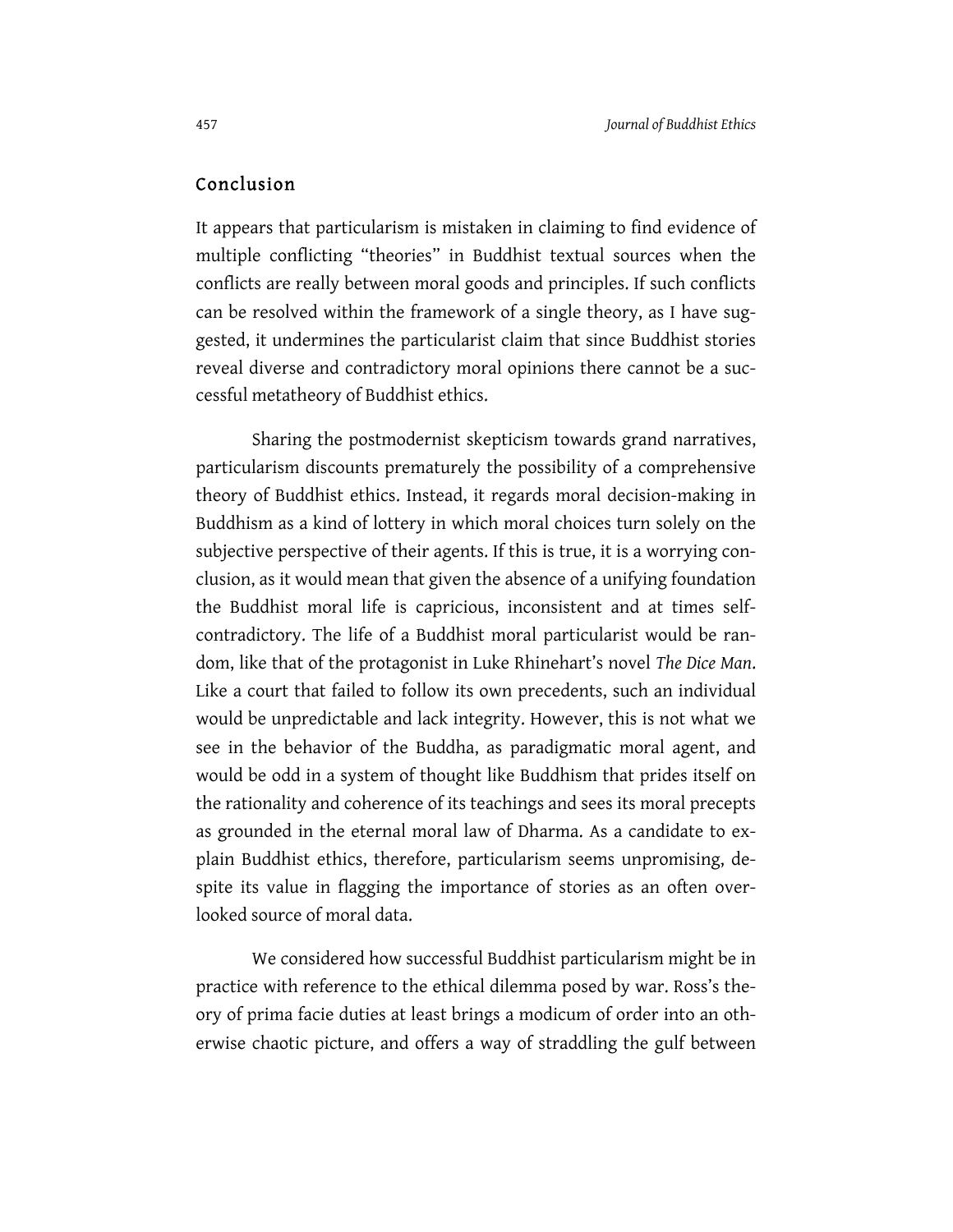## Conclusion

It appears that particularism is mistaken in claiming to find evidence of multiple conflicting "theories" in Buddhist textual sources when the conflicts are really between moral goods and principles. If such conflicts can be resolved within the framework of a single theory, as I have suggested, it undermines the particularist claim that since Buddhist stories reveal diverse and contradictory moral opinions there cannot be a successful metatheory of Buddhist ethics.

Sharing the postmodernist skepticism towards grand narratives, particularism discounts prematurely the possibility of a comprehensive theory of Buddhist ethics. Instead, it regards moral decision-making in Buddhism as a kind of lottery in which moral choices turn solely on the subjective perspective of their agents. If this is true, it is a worrying conclusion, as it would mean that given the absence of a unifying foundation the Buddhist moral life is capricious, inconsistent and at times self-contradictory. The life of a Buddhist moral particularist would be random, like that of the protagonist in Luke Rhinehart's novel *The Dice Man*. Like a court that failed to follow its own precedents, such an individual would be unpredictable and lack integrity. However, this is not what we see in the behavior of the Buddha, as paradigmatic moral agent, and would be odd in a system of thought like Buddhism that prides itself on the rationality and coherence of its teachings and sees its moral precepts as grounded in the eternal moral law of Dharma. As a candidate to explain Buddhist ethics, therefore, particularism seems unpromising, despite its value in flagging the importance of stories as an often overlooked source of moral data.

We considered how successful Buddhist particularism might be in practice with reference to the ethical dilemma posed by war. Ross's theory of prima facie duties at least brings a modicum of order into an otherwise chaotic picture, and offers a way of straddling the gulf between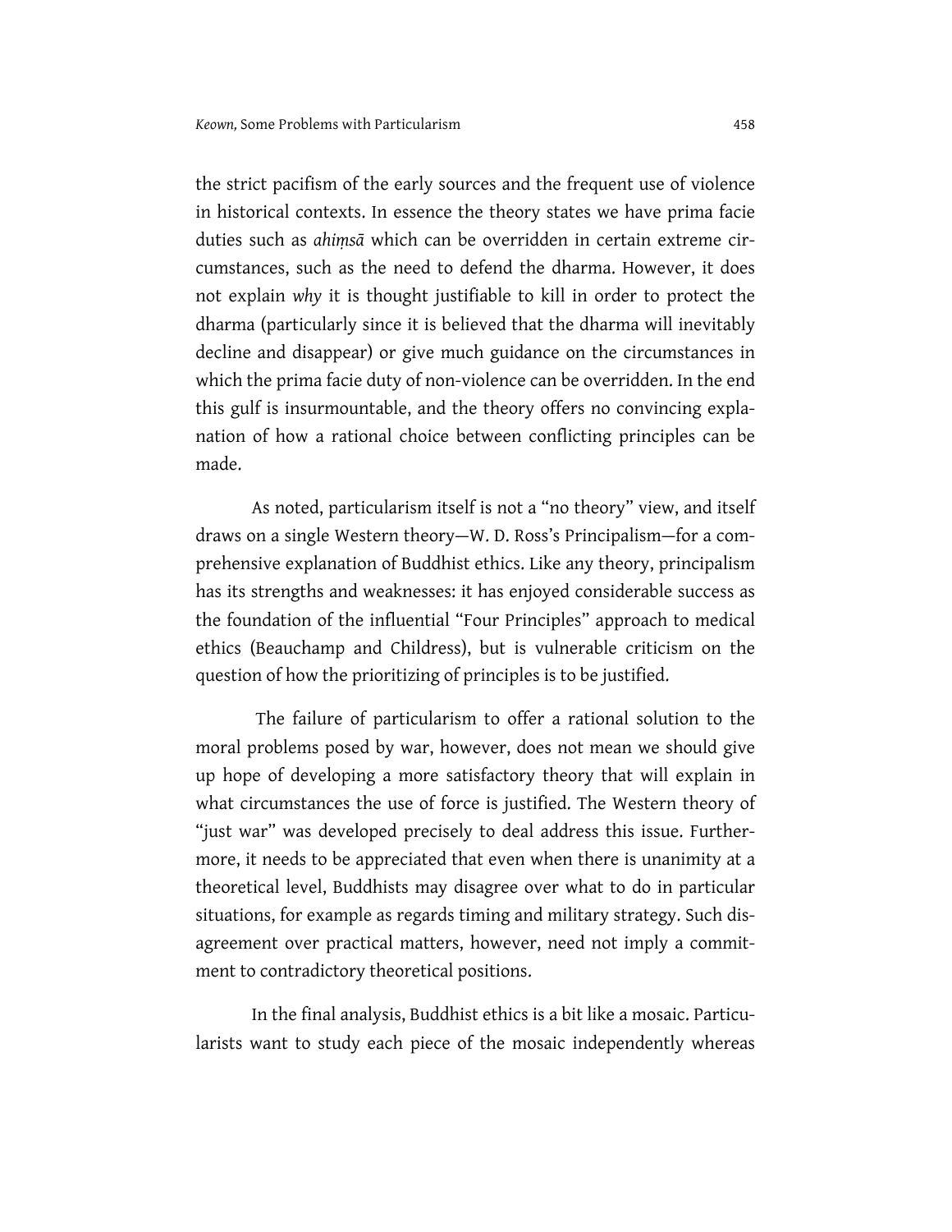the strict pacifism of the early sources and the frequent use of violence in historical contexts. In essence the theory states we have prima facie duties such as *ahiṃsā* which can be overridden in certain extreme circumstances, such as the need to defend the dharma. However, it does not explain *why* it is thought justifiable to kill in order to protect the dharma (particularly since it is believed that the dharma will inevitably decline and disappear) or give much guidance on the circumstances in which the prima facie duty of non-violence can be overridden. In the end this gulf is insurmountable, and the theory offers no convincing explanation of how a rational choice between conflicting principles can be made.

As noted, particularism itself is not a "no theory" view, and itself draws on a single Western theory—W. D. Ross's Principalism—for a comprehensive explanation of Buddhist ethics. Like any theory, principalism has its strengths and weaknesses: it has enjoyed considerable success as the foundation of the influential "Four Principles" approach to medical ethics (Beauchamp and Childress), but is vulnerable criticism on the question of how the prioritizing of principles is to be justified.

The failure of particularism to offer a rational solution to the moral problems posed by war, however, does not mean we should give up hope of developing a more satisfactory theory that will explain in what circumstances the use of force is justified. The Western theory of "just war" was developed precisely to deal address this issue. Furthermore, it needs to be appreciated that even when there is unanimity at a theoretical level, Buddhists may disagree over what to do in particular situations, for example as regards timing and military strategy. Such disagreement over practical matters, however, need not imply a commitment to contradictory theoretical positions.

In the final analysis, Buddhist ethics is a bit like a mosaic. Particularists want to study each piece of the mosaic independently whereas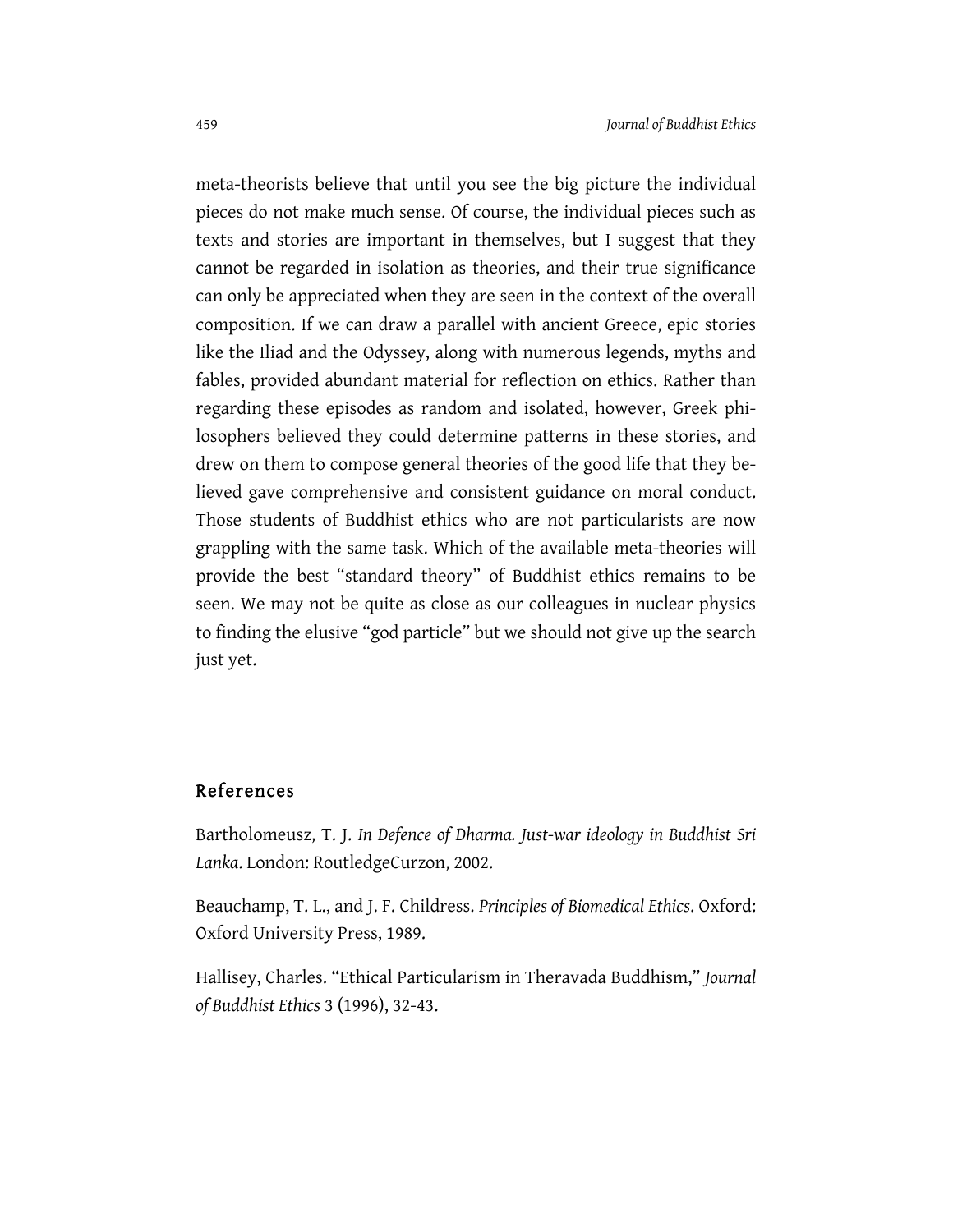meta-theorists believe that until you see the big picture the individual pieces do not make much sense. Of course, the individual pieces such as texts and stories are important in themselves, but I suggest that they cannot be regarded in isolation as theories, and their true significance can only be appreciated when they are seen in the context of the overall composition. If we can draw a parallel with ancient Greece, epic stories like the Iliad and the Odyssey, along with numerous legends, myths and fables, provided abundant material for reflection on ethics. Rather than regarding these episodes as random and isolated, however, Greek philosophers believed they could determine patterns in these stories, and drew on them to compose general theories of the good life that they believed gave comprehensive and consistent guidance on moral conduct. Those students of Buddhist ethics who are not particularists are now grappling with the same task. Which of the available meta-theories will provide the best "standard theory" of Buddhist ethics remains to be seen. We may not be quite as close as our colleagues in nuclear physics to finding the elusive "god particle" but we should not give up the search just yet.

## References

Bartholomeusz, T. J. *In Defence of Dharma. Just-war ideology in Buddhist Sri Lanka*. London: RoutledgeCurzon, 2002.

Beauchamp, T. L., and J. F. Childress. *Principles of Biomedical Ethics*. Oxford: Oxford University Press, 1989.

Hallisey, Charles. "Ethical Particularism in Theravada Buddhism," *Journal of Buddhist Ethics* 3 (1996), 32-43.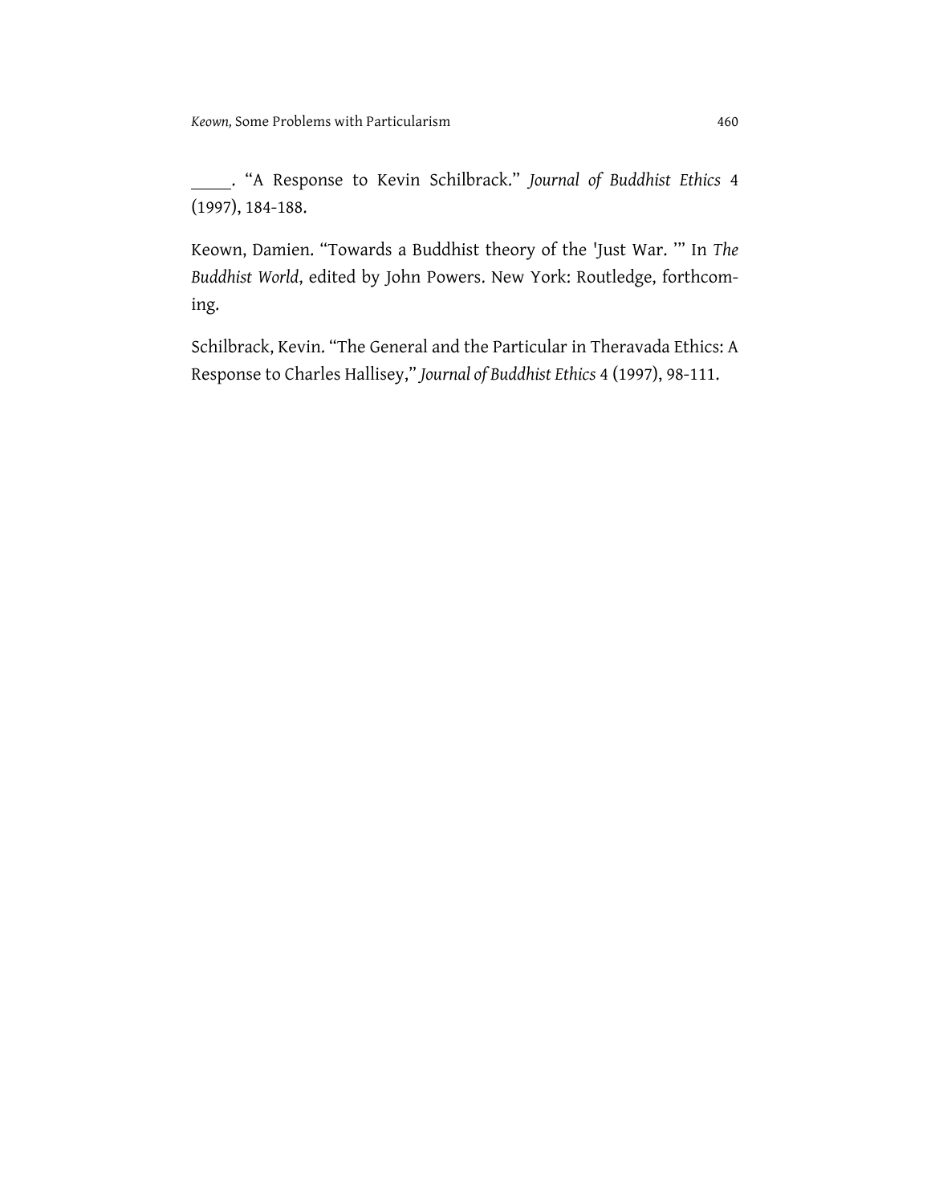_____. “A Response to Kevin Schilbrack.” *Journal of Buddhist Ethics* 4 (1997), 184-188.

Keown, Damien. “Towards a Buddhist theory of the 'Just War. '” In *The Buddhist World*, edited by John Powers. New York: Routledge, forthcoming.

Schilbrack, Kevin. “The General and the Particular in Theravada Ethics: A Response to Charles Hallisey,” *Journal of Buddhist Ethics* 4 (1997), 98-111.